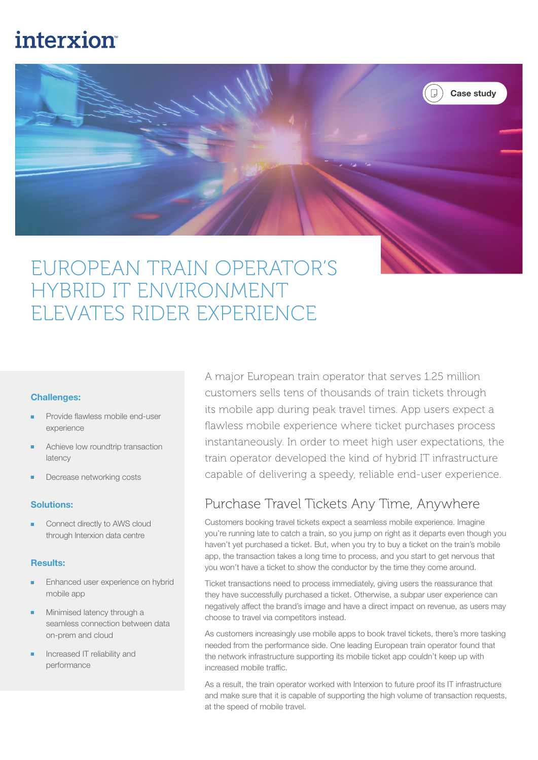interxion

Case study

# EUROPEAN TRAIN OPERATOR'S HYBRID IT ENVIRONMENT ELEVATES RIDER EXPERIENCE

**Challenges:**

- Provide flawless mobile end-user experience
- Achieve low roundtrip transaction latency
- Decrease networking costs

**Solutions:**

- Connect directly to AWS cloud through Interxion data centre

**Results:**

- Enhanced user experience on hybrid mobile app
- Minimised latency through a seamless connection between data on-prem and cloud
- Increased IT reliability and performance

A major European train operator that serves 1.25 million customers sells tens of thousands of train tickets through its mobile app during peak travel times. App users expect a flawless mobile experience where ticket purchases process instantaneously. In order to meet high user expectations, the train operator developed the kind of hybrid IT infrastructure capable of delivering a speedy, reliable end-user experience.

## Purchase Travel Tickets Any Time, Anywhere

Customers booking travel tickets expect a seamless mobile experience. Imagine you're running late to catch a train, so you jump on right as it departs even though you haven't yet purchased a ticket. But, when you try to buy a ticket on the train's mobile app, the transaction takes a long time to process, and you start to get nervous that you won't have a ticket to show the conductor by the time they come around.

Ticket transactions need to process immediately, giving users the reassurance that they have successfully purchased a ticket. Otherwise, a subpar user experience can negatively affect the brand's image and have a direct impact on revenue, as users may choose to travel via competitors instead.

As customers increasingly use mobile apps to book travel tickets, there's more tasking needed from the performance side. One leading European train operator found that the network infrastructure supporting its mobile ticket app couldn't keep up with increased mobile traffic.

As a result, the train operator worked with Interxion to future proof its IT infrastructure and make sure that it is capable of supporting the high volume of transaction requests, at the speed of mobile travel.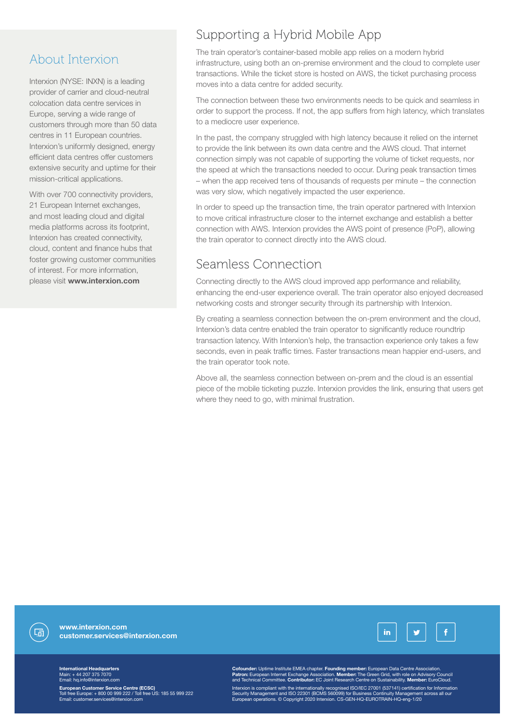## About Interxion

Interxion (NYSE: INXN) is a leading provider of carrier and cloud-neutral colocation data centre services in Europe, serving a wide range of customers through more than 50 data centres in 11 European countries. Interxion's uniformly designed, energy efficient data centres offer customers extensive security and uptime for their mission-critical applications.

With over 700 connectivity providers, 21 European Internet exchanges, and most leading cloud and digital media platforms across its footprint, Interxion has created connectivity, cloud, content and finance hubs that foster growing customer communities of interest. For more information, please visit **www.interxion.com**

## Supporting a Hybrid Mobile App

The train operator's container-based mobile app relies on a modern hybrid infrastructure, using both an on-premise environment and the cloud to complete user transactions. While the ticket store is hosted on AWS, the ticket purchasing process moves into a data centre for added security.

The connection between these two environments needs to be quick and seamless in order to support the process. If not, the app suffers from high latency, which translates to a mediocre user experience.

In the past, the company struggled with high latency because it relied on the internet to provide the link between its own data centre and the AWS cloud. That internet connection simply was not capable of supporting the volume of ticket requests, nor the speed at which the transactions needed to occur. During peak transaction times – when the app received tens of thousands of requests per minute – the connection was very slow, which negatively impacted the user experience.

In order to speed up the transaction time, the train operator partnered with Interxion to move critical infrastructure closer to the internet exchange and establish a better connection with AWS. Interxion provides the AWS point of presence (PoP), allowing the train operator to connect directly into the AWS cloud.

## Seamless Connection

Connecting directly to the AWS cloud improved app performance and reliability, enhancing the end-user experience overall. The train operator also enjoyed decreased networking costs and stronger security through its partnership with Interxion.

By creating a seamless connection between the on-prem environment and the cloud, Interxion's data centre enabled the train operator to significantly reduce roundtrip transaction latency. With Interxion's help, the transaction experience only takes a few seconds, even in peak traffic times. Faster transactions mean happier end-users, and the train operator took note.

Above all, the seamless connection between on-prem and the cloud is an essential piece of the mobile ticketing puzzle. Interxion provides the link, ensuring that users get where they need to go, with minimal frustration.

**www.interxion.com**
**customer.services@interxion.com**

**International Headquarters**
Main: + 44 207 375 7070
Email: hq.info@interxion.com

**European Customer Service Centre (ECSC)**
Toll free Europe: + 800 00 999 222 / Toll free US: 185 55 999 222
Email: customer.services@interxion.com

**Cofounder:** Uptime Institute EMEA chapter. **Founding member:** European Data Centre Association. **Patron:** European Internet Exchange Association. **Member:** The Green Grid, with role on Advisory Council and Technical Committee. **Contributor:** EC Joint Research Centre on Sustainability. **Member:** EuroCloud.

Interxion is compliant with the internationally recognised ISO/IEC 27001 (537141) certification for Information Security Management and ISO 22301 (BCMS 560099) for Business Continuity Management across all our European operations. © Copyright 2020 Interxion. CS-GEN-HQ-EUROTRAIN-HQ-eng-1/20